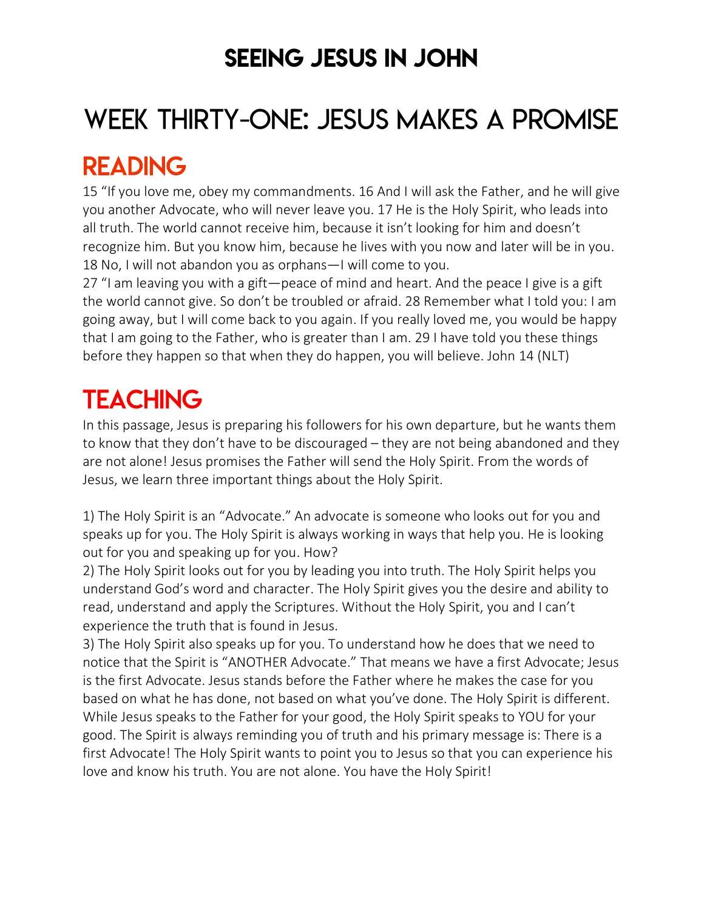# SEEING JESUS IN JOHN

# WEEK THIRTY-ONE: JESUS MAKES A PROMISE

## READING

15 "If you love me, obey my commandments. 16 And I will ask the Father, and he will give you another Advocate, who will never leave you. 17 He is the Holy Spirit, who leads into all truth. The world cannot receive him, because it isn't looking for him and doesn't recognize him. But you know him, because he lives with you now and later will be in you. 18 No, I will not abandon you as orphans—I will come to you.

27 "I am leaving you with a gift—peace of mind and heart. And the peace I give is a gift the world cannot give. So don't be troubled or afraid. 28 Remember what I told you: I am going away, but I will come back to you again. If you really loved me, you would be happy that I am going to the Father, who is greater than I am. 29 I have told you these things before they happen so that when they do happen, you will believe. John 14 (NLT)

## TEACHING

In this passage, Jesus is preparing his followers for his own departure, but he wants them to know that they don't have to be discouraged – they are not being abandoned and they are not alone! Jesus promises the Father will send the Holy Spirit. From the words of Jesus, we learn three important things about the Holy Spirit.

1) The Holy Spirit is an "Advocate." An advocate is someone who looks out for you and speaks up for you. The Holy Spirit is always working in ways that help you. He is looking out for you and speaking up for you. How?

2) The Holy Spirit looks out for you by leading you into truth. The Holy Spirit helps you understand God's word and character. The Holy Spirit gives you the desire and ability to read, understand and apply the Scriptures. Without the Holy Spirit, you and I can't experience the truth that is found in Jesus.

3) The Holy Spirit also speaks up for you. To understand how he does that we need to notice that the Spirit is "ANOTHER Advocate." That means we have a first Advocate; Jesus is the first Advocate. Jesus stands before the Father where he makes the case for you based on what he has done, not based on what you've done. The Holy Spirit is different. While Jesus speaks to the Father for your good, the Holy Spirit speaks to YOU for your good. The Spirit is always reminding you of truth and his primary message is: There is a first Advocate! The Holy Spirit wants to point you to Jesus so that you can experience his love and know his truth. You are not alone. You have the Holy Spirit!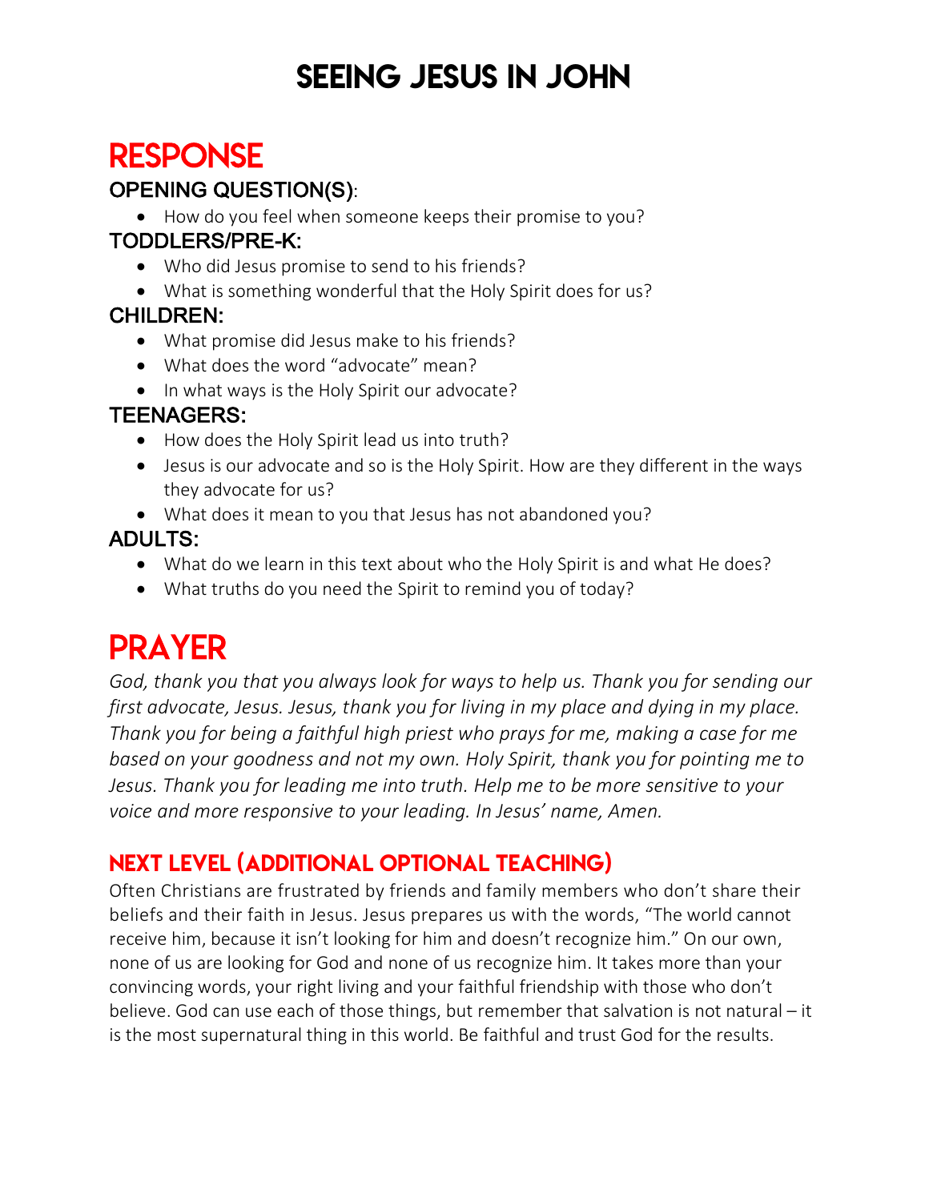# SEEING JESUS IN JOHN

## RESPONSE

### OPENING QUESTION(S):

- How do you feel when someone keeps their promise to you?

### TODDLERS/PRE-K:

- Who did Jesus promise to send to his friends?
- What is something wonderful that the Holy Spirit does for us?

### CHILDREN:

- What promise did Jesus make to his friends?
- What does the word "advocate" mean?
- In what ways is the Holy Spirit our advocate?

### TEENAGERS:

- How does the Holy Spirit lead us into truth?
- Jesus is our advocate and so is the Holy Spirit. How are they different in the ways they advocate for us?
- What does it mean to you that Jesus has not abandoned you?

### ADULTS:

- What do we learn in this text about who the Holy Spirit is and what He does?
- What truths do you need the Spirit to remind you of today?

## PRAYER

*God, thank you that you always look for ways to help us. Thank you for sending our first advocate, Jesus. Jesus, thank you for living in my place and dying in my place. Thank you for being a faithful high priest who prays for me, making a case for me based on your goodness and not my own. Holy Spirit, thank you for pointing me to Jesus. Thank you for leading me into truth. Help me to be more sensitive to your voice and more responsive to your leading. In Jesus' name, Amen.*

### NEXT LEVEL (ADDITIONAL OPTIONAL TEACHING)

Often Christians are frustrated by friends and family members who don't share their beliefs and their faith in Jesus. Jesus prepares us with the words, "The world cannot receive him, because it isn't looking for him and doesn't recognize him." On our own, none of us are looking for God and none of us recognize him. It takes more than your convincing words, your right living and your faithful friendship with those who don't believe. God can use each of those things, but remember that salvation is not natural – it is the most supernatural thing in this world. Be faithful and trust God for the results.